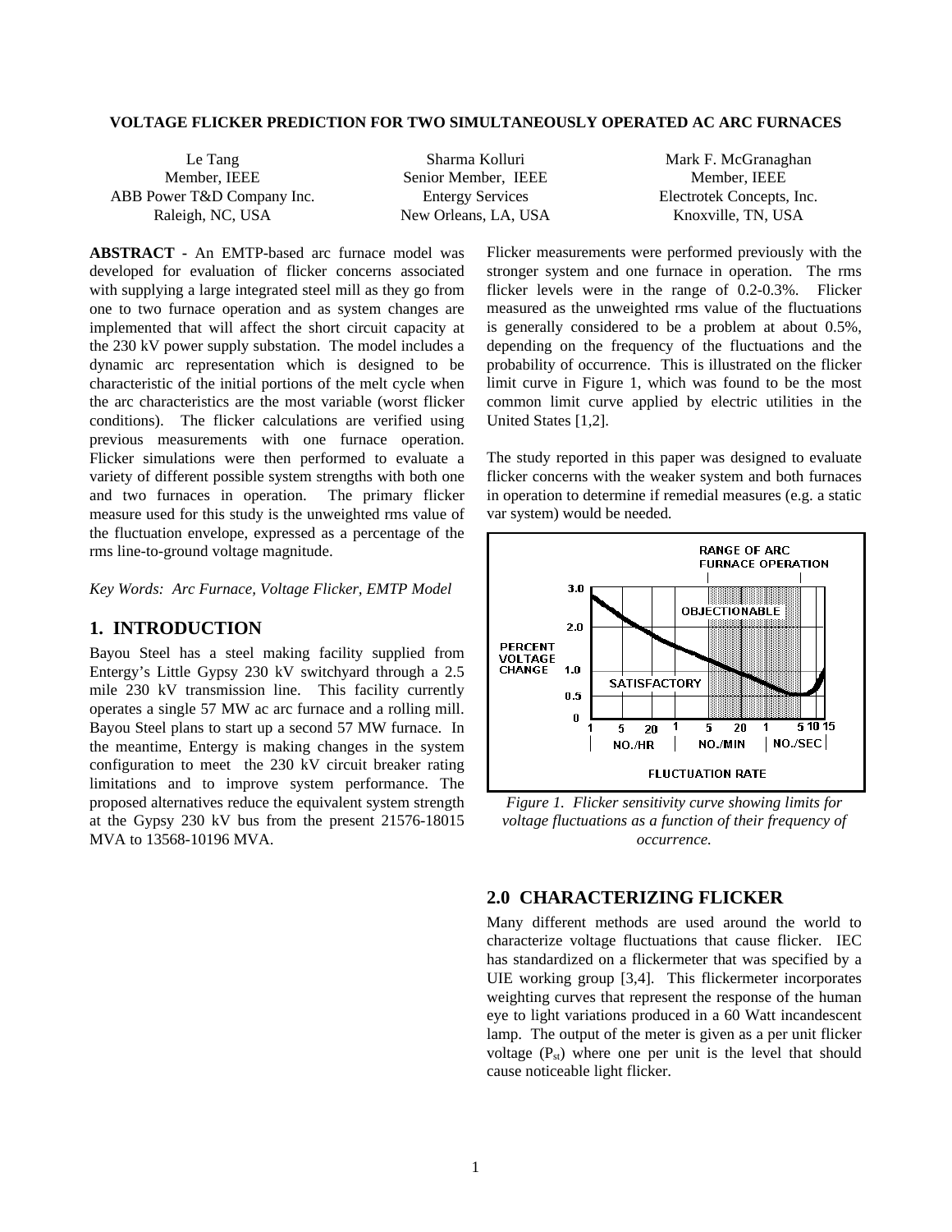# VOLTAGE FLICKER PREDICTION FOR TWO SIMULTANEOUSLY OPERATED AC ARC FURNACES

Le Tang
Member, IEEE
ABB Power T&D Company Inc.
Raleigh, NC, USA

Sharma Kolluri
Senior Member, IEEE
Entergy Services
New Orleans, LA, USA

Mark F. McGranaghan
Member, IEEE
Electrotek Concepts, Inc.
Knoxville, TN, USA

**ABSTRACT -** An EMTP-based arc furnace model was developed for evaluation of flicker concerns associated with supplying a large integrated steel mill as they go from one to two furnace operation and as system changes are implemented that will affect the short circuit capacity at the 230 kV power supply substation. The model includes a dynamic arc representation which is designed to be characteristic of the initial portions of the melt cycle when the arc characteristics are the most variable (worst flicker conditions). The flicker calculations are verified using previous measurements with one furnace operation. Flicker simulations were then performed to evaluate a variety of different possible system strengths with both one and two furnaces in operation. The primary flicker measure used for this study is the unweighted rms value of the fluctuation envelope, expressed as a percentage of the rms line-to-ground voltage magnitude.

*Key Words: Arc Furnace, Voltage Flicker, EMTP Model*

## 1. INTRODUCTION

Bayou Steel has a steel making facility supplied from Entergy's Little Gypsy 230 kV switchyard through a 2.5 mile 230 kV transmission line. This facility currently operates a single 57 MW ac arc furnace and a rolling mill. Bayou Steel plans to start up a second 57 MW furnace. In the meantime, Entergy is making changes in the system configuration to meet the 230 kV circuit breaker rating limitations and to improve system performance. The proposed alternatives reduce the equivalent system strength at the Gypsy 230 kV bus from the present 21576-18015 MVA to 13568-10196 MVA.

Flicker measurements were performed previously with the stronger system and one furnace in operation. The rms flicker levels were in the range of 0.2-0.3%. Flicker measured as the unweighted rms value of the fluctuations is generally considered to be a problem at about 0.5%, depending on the frequency of the fluctuations and the probability of occurrence. This is illustrated on the flicker limit curve in Figure 1, which was found to be the most common limit curve applied by electric utilities in the United States [1,2].

The study reported in this paper was designed to evaluate flicker concerns with the weaker system and both furnaces in operation to determine if remedial measures (e.g. a static var system) would be needed.

*Figure 1. Flicker sensitivity curve showing limits for voltage fluctuations as a function of their frequency of occurrence.*

## 2.0 CHARACTERIZING FLICKER

Many different methods are used around the world to characterize voltage fluctuations that cause flicker. IEC has standardized on a flickermeter that was specified by a UIE working group [3,4]. This flickermeter incorporates weighting curves that represent the response of the human eye to light variations produced in a 60 Watt incandescent lamp. The output of the meter is given as a per unit flicker voltage ($P_{st}$) where one per unit is the level that should cause noticeable light flicker.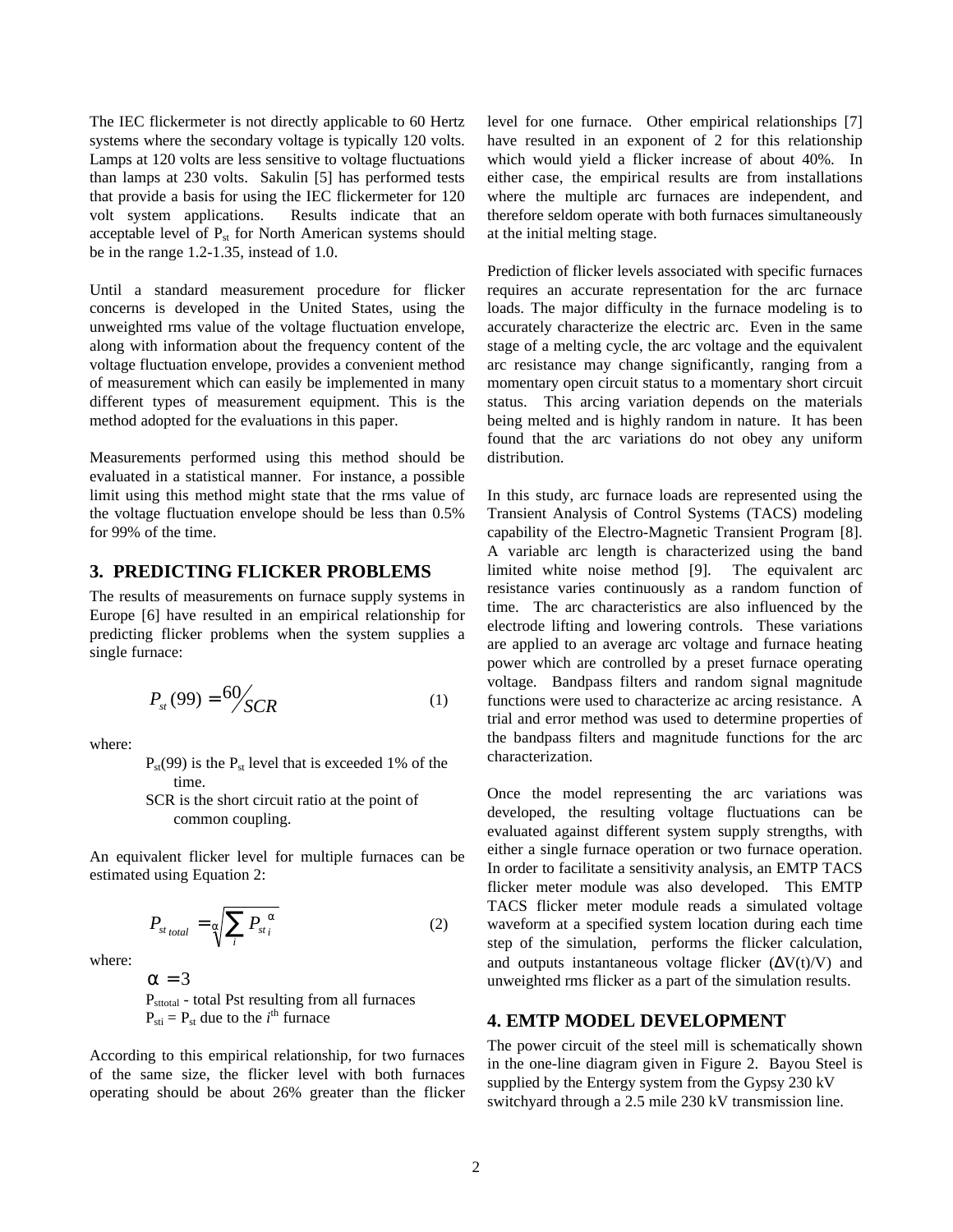The IEC flickermeter is not directly applicable to 60 Hertz systems where the secondary voltage is typically 120 volts. Lamps at 120 volts are less sensitive to voltage fluctuations than lamps at 230 volts. Sakulin [5] has performed tests that provide a basis for using the IEC flickermeter for 120 volt system applications. Results indicate that an acceptable level of $P_{st}$ for North American systems should be in the range 1.2-1.35, instead of 1.0.

Until a standard measurement procedure for flicker concerns is developed in the United States, using the unweighted rms value of the voltage fluctuation envelope, along with information about the frequency content of the voltage fluctuation envelope, provides a convenient method of measurement which can easily be implemented in many different types of measurement equipment. This is the method adopted for the evaluations in this paper.

Measurements performed using this method should be evaluated in a statistical manner. For instance, a possible limit using this method might state that the rms value of the voltage fluctuation envelope should be less than 0.5% for 99% of the time.

## 3. PREDICTING FLICKER PROBLEMS

The results of measurements on furnace supply systems in Europe [6] have resulted in an empirical relationship for predicting flicker problems when the system supplies a single furnace:

$$P_{st}(99) = {}^{60}\!/_{SCR} \tag{1}$$

where:

- $P_{st}(99)$ is the $P_{st}$ level that is exceeded 1% of the time.
- SCR is the short circuit ratio at the point of common coupling.

An equivalent flicker level for multiple furnaces can be estimated using Equation 2:

$$P_{st\,total} = \sqrt[\alpha]{\sum_i P_{st\,i}^{\ \alpha}} \tag{2}$$

where:

- $\alpha = 3$
- $P_{sttotal}$ - total Pst resulting from all furnaces
- $P_{sti}$ = $P_{st}$ due to the $i^{th}$ furnace

According to this empirical relationship, for two furnaces of the same size, the flicker level with both furnaces operating should be about 26% greater than the flicker level for one furnace. Other empirical relationships [7] have resulted in an exponent of 2 for this relationship which would yield a flicker increase of about 40%. In either case, the empirical results are from installations where the multiple arc furnaces are independent, and therefore seldom operate with both furnaces simultaneously at the initial melting stage.

Prediction of flicker levels associated with specific furnaces requires an accurate representation for the arc furnace loads. The major difficulty in the furnace modeling is to accurately characterize the electric arc. Even in the same stage of a melting cycle, the arc voltage and the equivalent arc resistance may change significantly, ranging from a momentary open circuit status to a momentary short circuit status. This arcing variation depends on the materials being melted and is highly random in nature. It has been found that the arc variations do not obey any uniform distribution.

In this study, arc furnace loads are represented using the Transient Analysis of Control Systems (TACS) modeling capability of the Electro-Magnetic Transient Program [8]. A variable arc length is characterized using the band limited white noise method [9]. The equivalent arc resistance varies continuously as a random function of time. The arc characteristics are also influenced by the electrode lifting and lowering controls. These variations are applied to an average arc voltage and furnace heating power which are controlled by a preset furnace operating voltage. Bandpass filters and random signal magnitude functions were used to characterize ac arcing resistance. A trial and error method was used to determine properties of the bandpass filters and magnitude functions for the arc characterization.

Once the model representing the arc variations was developed, the resulting voltage fluctuations can be evaluated against different system supply strengths, with either a single furnace operation or two furnace operation. In order to facilitate a sensitivity analysis, an EMTP TACS flicker meter module was also developed. This EMTP TACS flicker meter module reads a simulated voltage waveform at a specified system location during each time step of the simulation, performs the flicker calculation, and outputs instantaneous voltage flicker ($\Delta V(t)/V$) and unweighted rms flicker as a part of the simulation results.

## 4. EMTP MODEL DEVELOPMENT

The power circuit of the steel mill is schematically shown in the one-line diagram given in Figure 2. Bayou Steel is supplied by the Entergy system from the Gypsy 230 kV switchyard through a 2.5 mile 230 kV transmission line.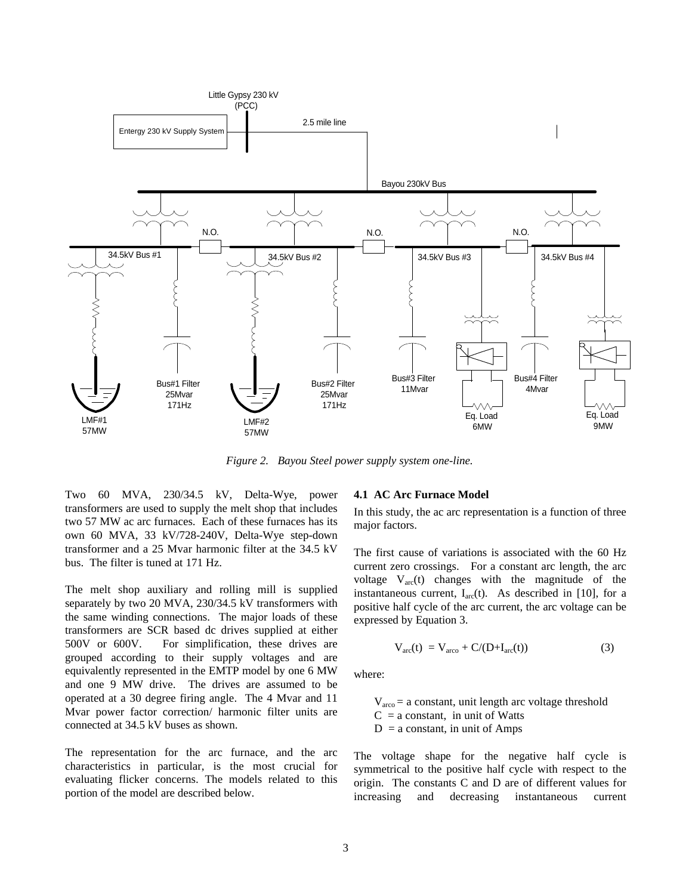*Figure 2. Bayou Steel power supply system one-line.*

Two 60 MVA, 230/34.5 kV, Delta-Wye, power transformers are used to supply the melt shop that includes two 57 MW ac arc furnaces. Each of these furnaces has its own 60 MVA, 33 kV/728-240V, Delta-Wye step-down transformer and a 25 Mvar harmonic filter at the 34.5 kV bus. The filter is tuned at 171 Hz.

The melt shop auxiliary and rolling mill is supplied separately by two 20 MVA, 230/34.5 kV transformers with the same winding connections. The major loads of these transformers are SCR based dc drives supplied at either 500V or 600V. For simplification, these drives are grouped according to their supply voltages and are equivalently represented in the EMTP model by one 6 MW and one 9 MW drive. The drives are assumed to be operated at a 30 degree firing angle. The 4 Mvar and 11 Mvar power factor correction/ harmonic filter units are connected at 34.5 kV buses as shown.

The representation for the arc furnace, and the arc characteristics in particular, is the most crucial for evaluating flicker concerns. The models related to this portion of the model are described below.

### 4.1 AC Arc Furnace Model

In this study, the ac arc representation is a function of three major factors.

The first cause of variations is associated with the 60 Hz current zero crossings. For a constant arc length, the arc voltage $V_{arc}(t)$ changes with the magnitude of the instantaneous current, $I_{arc}(t)$. As described in [10], for a positive half cycle of the arc current, the arc voltage can be expressed by Equation 3.

$$V_{arc}(t) = V_{arco} + C/(D+I_{arc}(t)) \tag{3}$$

where:

$V_{arco}$ = a constant, unit length arc voltage threshold
$C$ = a constant, in unit of Watts
$D$ = a constant, in unit of Amps

The voltage shape for the negative half cycle is symmetrical to the positive half cycle with respect to the origin. The constants C and D are of different values for increasing and decreasing instantaneous current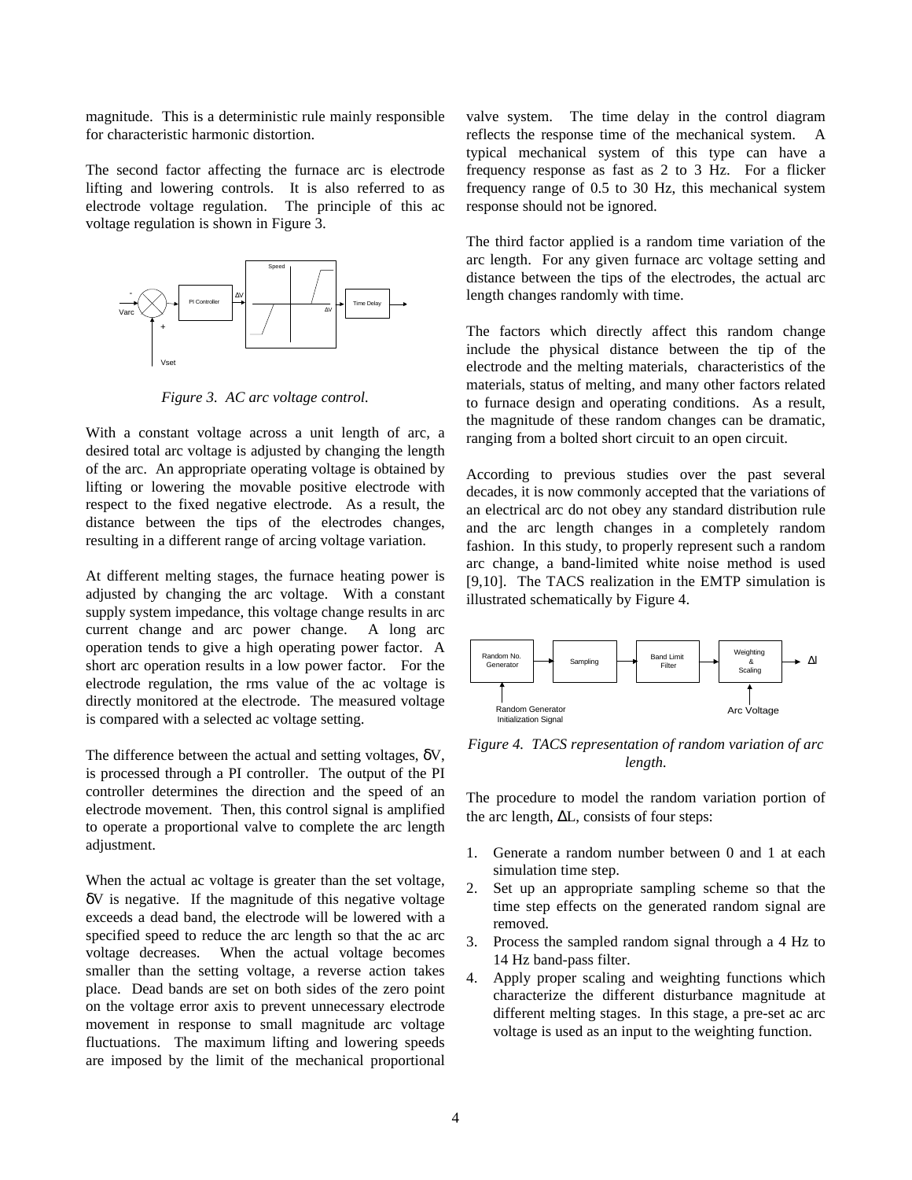magnitude. This is a deterministic rule mainly responsible for characteristic harmonic distortion.

The second factor affecting the furnace arc is electrode lifting and lowering controls. It is also referred to as electrode voltage regulation. The principle of this ac voltage regulation is shown in Figure 3.

Speed

Varc

PI Controller

ΔV

ΔV

Time Delay

Vset

*Figure 3. AC arc voltage control.*

With a constant voltage across a unit length of arc, a desired total arc voltage is adjusted by changing the length of the arc. An appropriate operating voltage is obtained by lifting or lowering the movable positive electrode with respect to the fixed negative electrode. As a result, the distance between the tips of the electrodes changes, resulting in a different range of arcing voltage variation.

At different melting stages, the furnace heating power is adjusted by changing the arc voltage. With a constant supply system impedance, this voltage change results in arc current change and arc power change. A long arc operation tends to give a high operating power factor. A short arc operation results in a low power factor. For the electrode regulation, the rms value of the ac voltage is directly monitored at the electrode. The measured voltage is compared with a selected ac voltage setting.

The difference between the actual and setting voltages, δV, is processed through a PI controller. The output of the PI controller determines the direction and the speed of an electrode movement. Then, this control signal is amplified to operate a proportional valve to complete the arc length adjustment.

When the actual ac voltage is greater than the set voltage, δV is negative. If the magnitude of this negative voltage exceeds a dead band, the electrode will be lowered with a specified speed to reduce the arc length so that the ac arc voltage decreases. When the actual voltage becomes smaller than the setting voltage, a reverse action takes place. Dead bands are set on both sides of the zero point on the voltage error axis to prevent unnecessary electrode movement in response to small magnitude arc voltage fluctuations. The maximum lifting and lowering speeds are imposed by the limit of the mechanical proportional valve system. The time delay in the control diagram reflects the response time of the mechanical system. A typical mechanical system of this type can have a frequency response as fast as 2 to 3 Hz. For a flicker frequency range of 0.5 to 30 Hz, this mechanical system response should not be ignored.

The third factor applied is a random time variation of the arc length. For any given furnace arc voltage setting and distance between the tips of the electrodes, the actual arc length changes randomly with time.

The factors which directly affect this random change include the physical distance between the tip of the electrode and the melting materials, characteristics of the materials, status of melting, and many other factors related to furnace design and operating conditions. As a result, the magnitude of these random changes can be dramatic, ranging from a bolted short circuit to an open circuit.

According to previous studies over the past several decades, it is now commonly accepted that the variations of an electrical arc do not obey any standard distribution rule and the arc length changes in a completely random fashion. In this study, to properly represent such a random arc change, a band-limited white noise method is used [9,10]. The TACS realization in the EMTP simulation is illustrated schematically by Figure 4.

Random No. Generator

Sampling

Band Limit Filter

Weighting & Scaling

Δl

Random Generator Initialization Signal

Arc Voltage

*Figure 4. TACS representation of random variation of arc length.*

The procedure to model the random variation portion of the arc length, ΔL, consists of four steps:

1. Generate a random number between 0 and 1 at each simulation time step.
2. Set up an appropriate sampling scheme so that the time step effects on the generated random signal are removed.
3. Process the sampled random signal through a 4 Hz to 14 Hz band-pass filter.
4. Apply proper scaling and weighting functions which characterize the different disturbance magnitude at different melting stages. In this stage, a pre-set ac arc voltage is used as an input to the weighting function.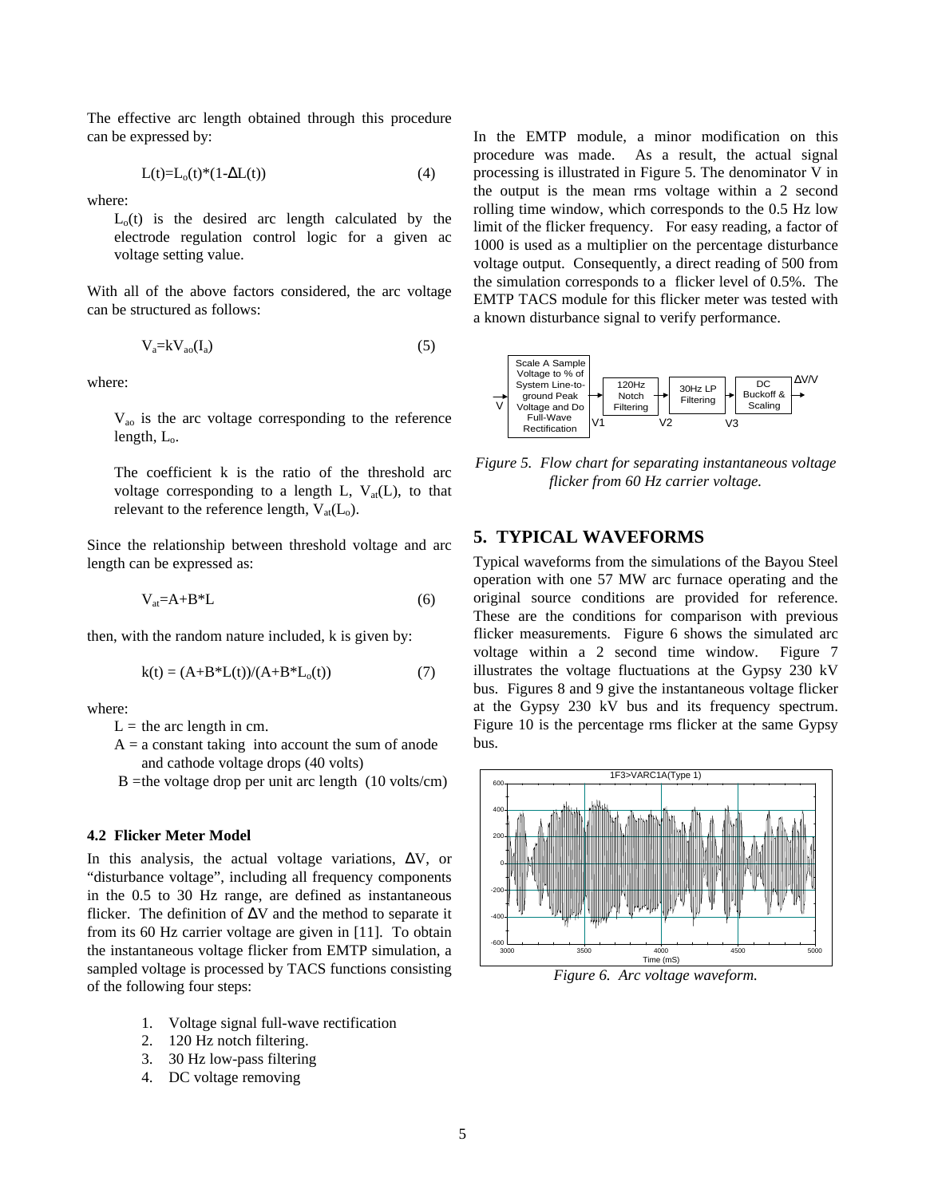The effective arc length obtained through this procedure can be expressed by:

$$L(t)=L_o(t)*(1-\Delta L(t)) \quad (4)$$

where:

$L_o(t)$ is the desired arc length calculated by the electrode regulation control logic for a given ac voltage setting value.

With all of the above factors considered, the arc voltage can be structured as follows:

$$V_a=kV_{ao}(I_a) \quad (5)$$

where:

$V_{ao}$ is the arc voltage corresponding to the reference length, $L_o$.

The coefficient k is the ratio of the threshold arc voltage corresponding to a length L, $V_{at}(L)$, to that relevant to the reference length, $V_{at}(L_o)$.

Since the relationship between threshold voltage and arc length can be expressed as:

$$V_{at}=A+B*L \quad (6)$$

then, with the random nature included, k is given by:

$$k(t) = (A+B*L(t))/(A+B*L_o(t)) \quad (7)$$

where:

L = the arc length in cm.
A = a constant taking into account the sum of anode and cathode voltage drops (40 volts)
B = the voltage drop per unit arc length (10 volts/cm)

### 4.2 Flicker Meter Model

In this analysis, the actual voltage variations, $\Delta V$, or "disturbance voltage", including all frequency components in the 0.5 to 30 Hz range, are defined as instantaneous flicker. The definition of $\Delta V$ and the method to separate it from its 60 Hz carrier voltage are given in [11]. To obtain the instantaneous voltage flicker from EMTP simulation, a sampled voltage is processed by TACS functions consisting of the following four steps:

1. Voltage signal full-wave rectification
2. 120 Hz notch filtering.
3. 30 Hz low-pass filtering
4. DC voltage removing

In the EMTP module, a minor modification on this procedure was made. As a result, the actual signal processing is illustrated in Figure 5. The denominator V in the output is the mean rms voltage within a 2 second rolling time window, which corresponds to the 0.5 Hz low limit of the flicker frequency. For easy reading, a factor of 1000 is used as a multiplier on the percentage disturbance voltage output. Consequently, a direct reading of 500 from the simulation corresponds to a flicker level of 0.5%. The EMTP TACS module for this flicker meter was tested with a known disturbance signal to verify performance.

*Figure 5. Flow chart for separating instantaneous voltage flicker from 60 Hz carrier voltage.*

## 5. TYPICAL WAVEFORMS

Typical waveforms from the simulations of the Bayou Steel operation with one 57 MW arc furnace operating and the original source conditions are provided for reference. These are the conditions for comparison with previous flicker measurements. Figure 6 shows the simulated arc voltage within a 2 second time window. Figure 7 illustrates the voltage fluctuations at the Gypsy 230 kV bus. Figures 8 and 9 give the instantaneous voltage flicker at the Gypsy 230 kV bus and its frequency spectrum. Figure 10 is the percentage rms flicker at the same Gypsy bus.

*Figure 6. Arc voltage waveform.*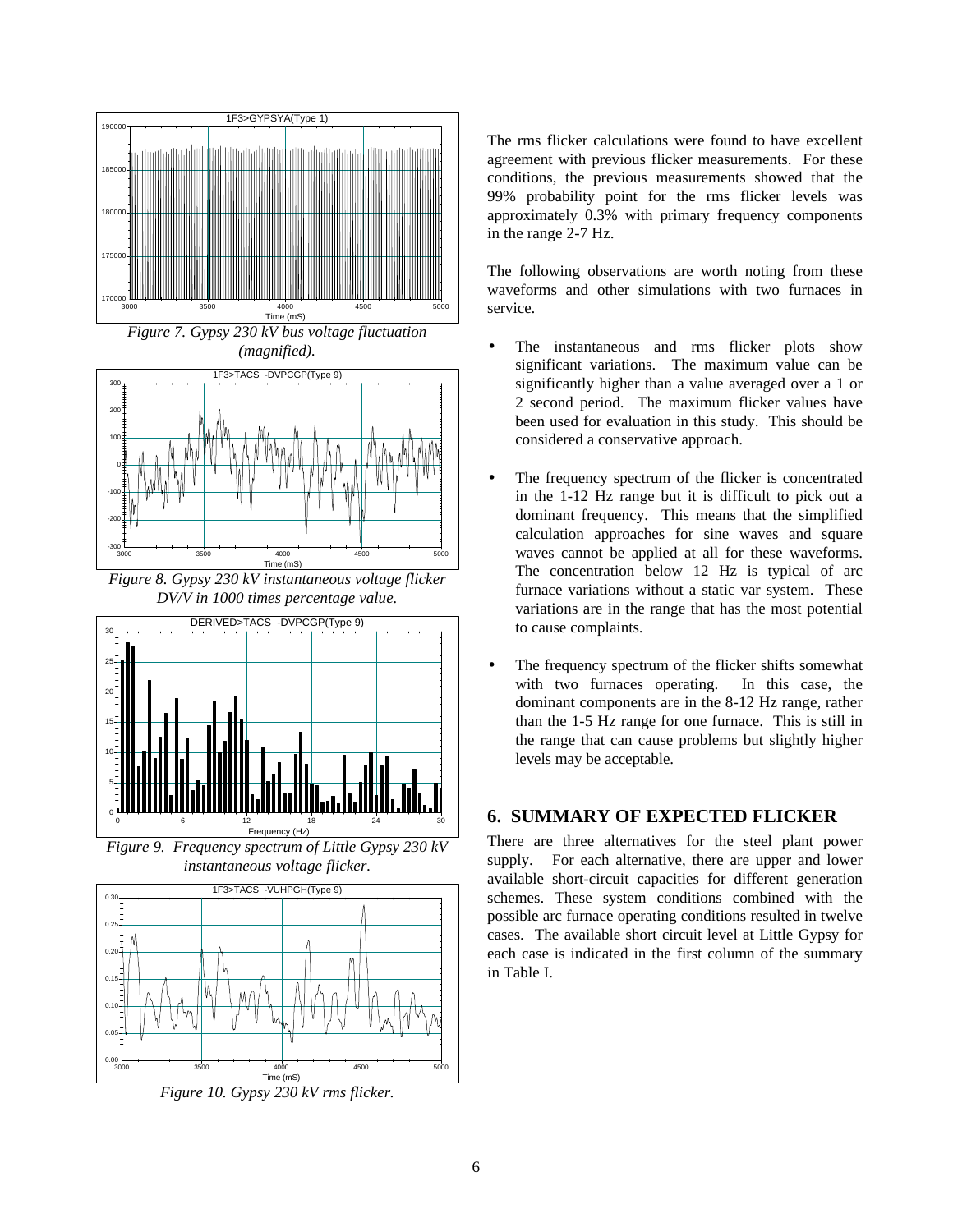Figure 7. Gypsy 230 kV bus voltage fluctuation (magnified).

Figure 8. Gypsy 230 kV instantaneous voltage flicker DV/V in 1000 times percentage value.

Figure 9. Frequency spectrum of Little Gypsy 230 kV instantaneous voltage flicker.

Figure 10. Gypsy 230 kV rms flicker.

The rms flicker calculations were found to have excellent agreement with previous flicker measurements. For these conditions, the previous measurements showed that the 99% probability point for the rms flicker levels was approximately 0.3% with primary frequency components in the range 2-7 Hz.

The following observations are worth noting from these waveforms and other simulations with two furnaces in service.

- The instantaneous and rms flicker plots show significant variations. The maximum value can be significantly higher than a value averaged over a 1 or 2 second period. The maximum flicker values have been used for evaluation in this study. This should be considered a conservative approach.
- The frequency spectrum of the flicker is concentrated in the 1-12 Hz range but it is difficult to pick out a dominant frequency. This means that the simplified calculation approaches for sine waves and square waves cannot be applied at all for these waveforms. The concentration below 12 Hz is typical of arc furnace variations without a static var system. These variations are in the range that has the most potential to cause complaints.
- The frequency spectrum of the flicker shifts somewhat with two furnaces operating. In this case, the dominant components are in the 8-12 Hz range, rather than the 1-5 Hz range for one furnace. This is still in the range that can cause problems but slightly higher levels may be acceptable.

## 6. SUMMARY OF EXPECTED FLICKER

There are three alternatives for the steel plant power supply. For each alternative, there are upper and lower available short-circuit capacities for different generation schemes. These system conditions combined with the possible arc furnace operating conditions resulted in twelve cases. The available short circuit level at Little Gypsy for each case is indicated in the first column of the summary in Table I.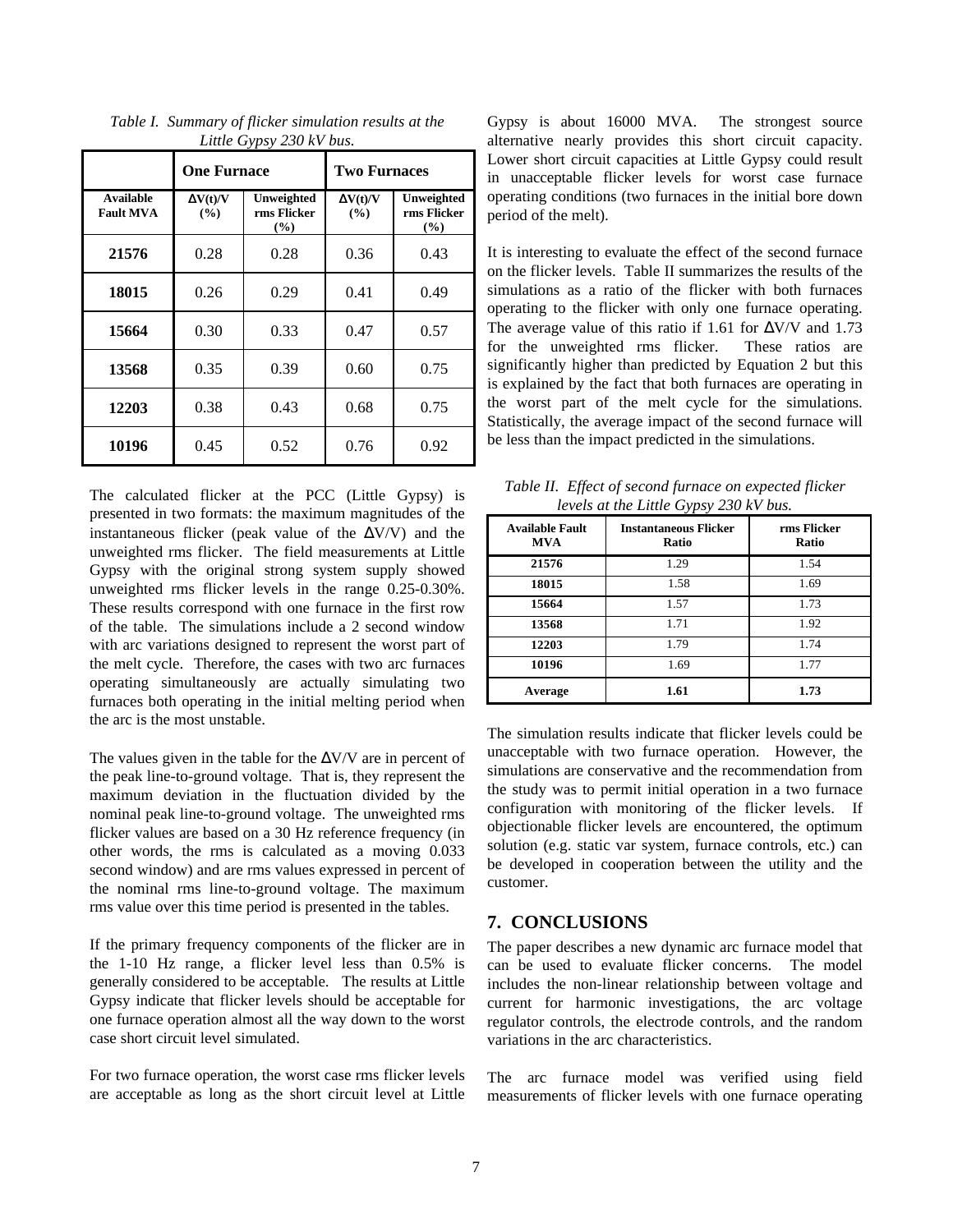*Table I. Summary of flicker simulation results at the Little Gypsy 230 kV bus.*

| | One Furnace | | Two Furnaces | |
|---|---|---|---|---|
| **Available Fault MVA** | **ΔV(t)/V (%)** | **Unweighted rms Flicker (%)** | **ΔV(t)/V (%)** | **Unweighted rms Flicker (%)** |
| **21576** | 0.28 | 0.28 | 0.36 | 0.43 |
| **18015** | 0.26 | 0.29 | 0.41 | 0.49 |
| **15664** | 0.30 | 0.33 | 0.47 | 0.57 |
| **13568** | 0.35 | 0.39 | 0.60 | 0.75 |
| **12203** | 0.38 | 0.43 | 0.68 | 0.75 |
| **10196** | 0.45 | 0.52 | 0.76 | 0.92 |

The calculated flicker at the PCC (Little Gypsy) is presented in two formats: the maximum magnitudes of the instantaneous flicker (peak value of the ΔV/V) and the unweighted rms flicker. The field measurements at Little Gypsy with the original strong system supply showed unweighted rms flicker levels in the range 0.25-0.30%. These results correspond with one furnace in the first row of the table. The simulations include a 2 second window with arc variations designed to represent the worst part of the melt cycle. Therefore, the cases with two arc furnaces operating simultaneously are actually simulating two furnaces both operating in the initial melting period when the arc is the most unstable.

The values given in the table for the ΔV/V are in percent of the peak line-to-ground voltage. That is, they represent the maximum deviation in the fluctuation divided by the nominal peak line-to-ground voltage. The unweighted rms flicker values are based on a 30 Hz reference frequency (in other words, the rms is calculated as a moving 0.033 second window) and are rms values expressed in percent of the nominal rms line-to-ground voltage. The maximum rms value over this time period is presented in the tables.

If the primary frequency components of the flicker are in the 1-10 Hz range, a flicker level less than 0.5% is generally considered to be acceptable. The results at Little Gypsy indicate that flicker levels should be acceptable for one furnace operation almost all the way down to the worst case short circuit level simulated.

For two furnace operation, the worst case rms flicker levels are acceptable as long as the short circuit level at Little Gypsy is about 16000 MVA. The strongest source alternative nearly provides this short circuit capacity. Lower short circuit capacities at Little Gypsy could result in unacceptable flicker levels for worst case furnace operating conditions (two furnaces in the initial bore down period of the melt).

It is interesting to evaluate the effect of the second furnace on the flicker levels. Table II summarizes the results of the simulations as a ratio of the flicker with both furnaces operating to the flicker with only one furnace operating. The average value of this ratio if 1.61 for ΔV/V and 1.73 for the unweighted rms flicker. These ratios are significantly higher than predicted by Equation 2 but this is explained by the fact that both furnaces are operating in the worst part of the melt cycle for the simulations. Statistically, the average impact of the second furnace will be less than the impact predicted in the simulations.

*Table II. Effect of second furnace on expected flicker levels at the Little Gypsy 230 kV bus.*

| Available Fault MVA | Instantaneous Flicker Ratio | rms Flicker Ratio |
|---|---|---|
| **21576** | 1.29 | 1.54 |
| **18015** | 1.58 | 1.69 |
| **15664** | 1.57 | 1.73 |
| **13568** | 1.71 | 1.92 |
| **12203** | 1.79 | 1.74 |
| **10196** | 1.69 | 1.77 |
| **Average** | **1.61** | **1.73** |

The simulation results indicate that flicker levels could be unacceptable with two furnace operation. However, the simulations are conservative and the recommendation from the study was to permit initial operation in a two furnace configuration with monitoring of the flicker levels. If objectionable flicker levels are encountered, the optimum solution (e.g. static var system, furnace controls, etc.) can be developed in cooperation between the utility and the customer.

## 7. CONCLUSIONS

The paper describes a new dynamic arc furnace model that can be used to evaluate flicker concerns. The model includes the non-linear relationship between voltage and current for harmonic investigations, the arc voltage regulator controls, the electrode controls, and the random variations in the arc characteristics.

The arc furnace model was verified using field measurements of flicker levels with one furnace operating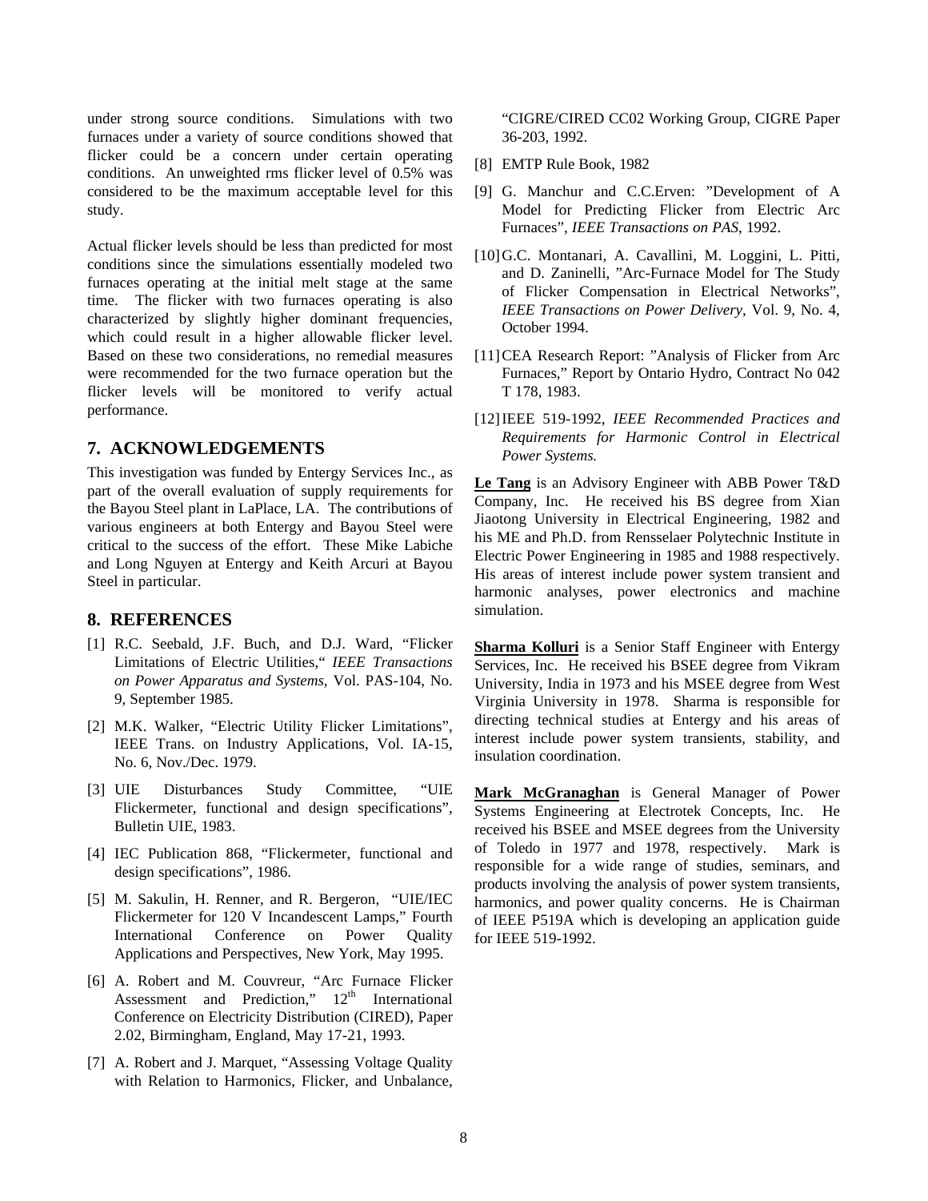under strong source conditions. Simulations with two furnaces under a variety of source conditions showed that flicker could be a concern under certain operating conditions. An unweighted rms flicker level of 0.5% was considered to be the maximum acceptable level for this study.

Actual flicker levels should be less than predicted for most conditions since the simulations essentially modeled two furnaces operating at the initial melt stage at the same time. The flicker with two furnaces operating is also characterized by slightly higher dominant frequencies, which could result in a higher allowable flicker level. Based on these two considerations, no remedial measures were recommended for the two furnace operation but the flicker levels will be monitored to verify actual performance.

## 7. ACKNOWLEDGEMENTS

This investigation was funded by Entergy Services Inc., as part of the overall evaluation of supply requirements for the Bayou Steel plant in LaPlace, LA. The contributions of various engineers at both Entergy and Bayou Steel were critical to the success of the effort. These Mike Labiche and Long Nguyen at Entergy and Keith Arcuri at Bayou Steel in particular.

## 8. REFERENCES

[1] R.C. Seebald, J.F. Buch, and D.J. Ward, "Flicker Limitations of Electric Utilities," *IEEE Transactions on Power Apparatus and Systems*, Vol. PAS-104, No. 9, September 1985.

[2] M.K. Walker, "Electric Utility Flicker Limitations", IEEE Trans. on Industry Applications, Vol. IA-15, No. 6, Nov./Dec. 1979.

[3] UIE Disturbances Study Committee, "UIE Flickermeter, functional and design specifications", Bulletin UIE, 1983.

[4] IEC Publication 868, "Flickermeter, functional and design specifications", 1986.

[5] M. Sakulin, H. Renner, and R. Bergeron, "UIE/IEC Flickermeter for 120 V Incandescent Lamps," Fourth International Conference on Power Quality Applications and Perspectives, New York, May 1995.

[6] A. Robert and M. Couvreur, "Arc Furnace Flicker Assessment and Prediction," 12th International Conference on Electricity Distribution (CIRED), Paper 2.02, Birmingham, England, May 17-21, 1993.

[7] A. Robert and J. Marquet, "Assessing Voltage Quality with Relation to Harmonics, Flicker, and Unbalance, "CIGRE/CIRED CC02 Working Group, CIGRE Paper 36-203, 1992.

[8] EMTP Rule Book, 1982

[9] G. Manchur and C.C.Erven: "Development of A Model for Predicting Flicker from Electric Arc Furnaces", *IEEE Transactions on PAS*, 1992.

[10] G.C. Montanari, A. Cavallini, M. Loggini, L. Pitti, and D. Zaninelli, "Arc-Furnace Model for The Study of Flicker Compensation in Electrical Networks", *IEEE Transactions on Power Delivery*, Vol. 9, No. 4, October 1994.

[11] CEA Research Report: "Analysis of Flicker from Arc Furnaces," Report by Ontario Hydro, Contract No 042 T 178, 1983.

[12] IEEE 519-1992, *IEEE Recommended Practices and Requirements for Harmonic Control in Electrical Power Systems.*

**Le Tang** is an Advisory Engineer with ABB Power T&D Company, Inc. He received his BS degree from Xian Jiaotong University in Electrical Engineering, 1982 and his ME and Ph.D. from Rensselaer Polytechnic Institute in Electric Power Engineering in 1985 and 1988 respectively. His areas of interest include power system transient and harmonic analyses, power electronics and machine simulation.

**Sharma Kolluri** is a Senior Staff Engineer with Entergy Services, Inc. He received his BSEE degree from Vikram University, India in 1973 and his MSEE degree from West Virginia University in 1978. Sharma is responsible for directing technical studies at Entergy and his areas of interest include power system transients, stability, and insulation coordination.

**Mark McGranaghan** is General Manager of Power Systems Engineering at Electrotek Concepts, Inc. He received his BSEE and MSEE degrees from the University of Toledo in 1977 and 1978, respectively. Mark is responsible for a wide range of studies, seminars, and products involving the analysis of power system transients, harmonics, and power quality concerns. He is Chairman of IEEE P519A which is developing an application guide for IEEE 519-1992.